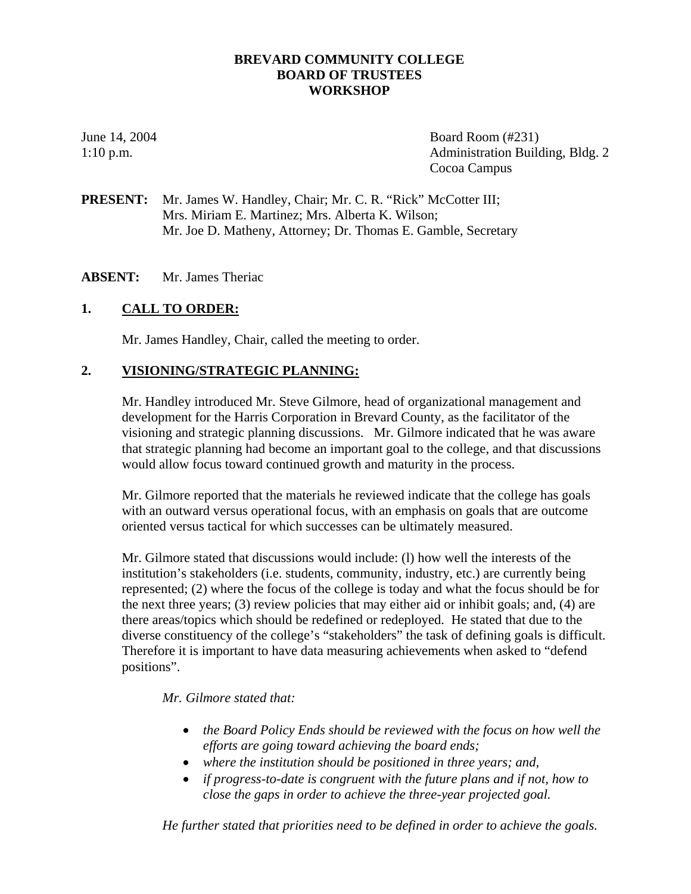# BREVARD COMMUNITY COLLEGE
## BOARD OF TRUSTEES
## WORKSHOP

June 14, 2004
1:10 p.m.

Board Room (#231)
Administration Building, Bldg. 2
Cocoa Campus

**PRESENT:** Mr. James W. Handley, Chair; Mr. C. R. "Rick" McCotter III; Mrs. Miriam E. Martinez; Mrs. Alberta K. Wilson; Mr. Joe D. Matheny, Attorney; Dr. Thomas E. Gamble, Secretary

**ABSENT:** Mr. James Theriac

**1. CALL TO ORDER:**

Mr. James Handley, Chair, called the meeting to order.

**2. VISIONING/STRATEGIC PLANNING:**

Mr. Handley introduced Mr. Steve Gilmore, head of organizational management and development for the Harris Corporation in Brevard County, as the facilitator of the visioning and strategic planning discussions. Mr. Gilmore indicated that he was aware that strategic planning had become an important goal to the college, and that discussions would allow focus toward continued growth and maturity in the process.

Mr. Gilmore reported that the materials he reviewed indicate that the college has goals with an outward versus operational focus, with an emphasis on goals that are outcome oriented versus tactical for which successes can be ultimately measured.

Mr. Gilmore stated that discussions would include: (l) how well the interests of the institution's stakeholders (i.e. students, community, industry, etc.) are currently being represented; (2) where the focus of the college is today and what the focus should be for the next three years; (3) review policies that may either aid or inhibit goals; and, (4) are there areas/topics which should be redefined or redeployed. He stated that due to the diverse constituency of the college's "stakeholders" the task of defining goals is difficult. Therefore it is important to have data measuring achievements when asked to "defend positions".

*Mr. Gilmore stated that:*

- *the Board Policy Ends should be reviewed with the focus on how well the efforts are going toward achieving the board ends;*
- *where the institution should be positioned in three years; and,*
- *if progress-to-date is congruent with the future plans and if not, how to close the gaps in order to achieve the three-year projected goal.*

*He further stated that priorities need to be defined in order to achieve the goals.*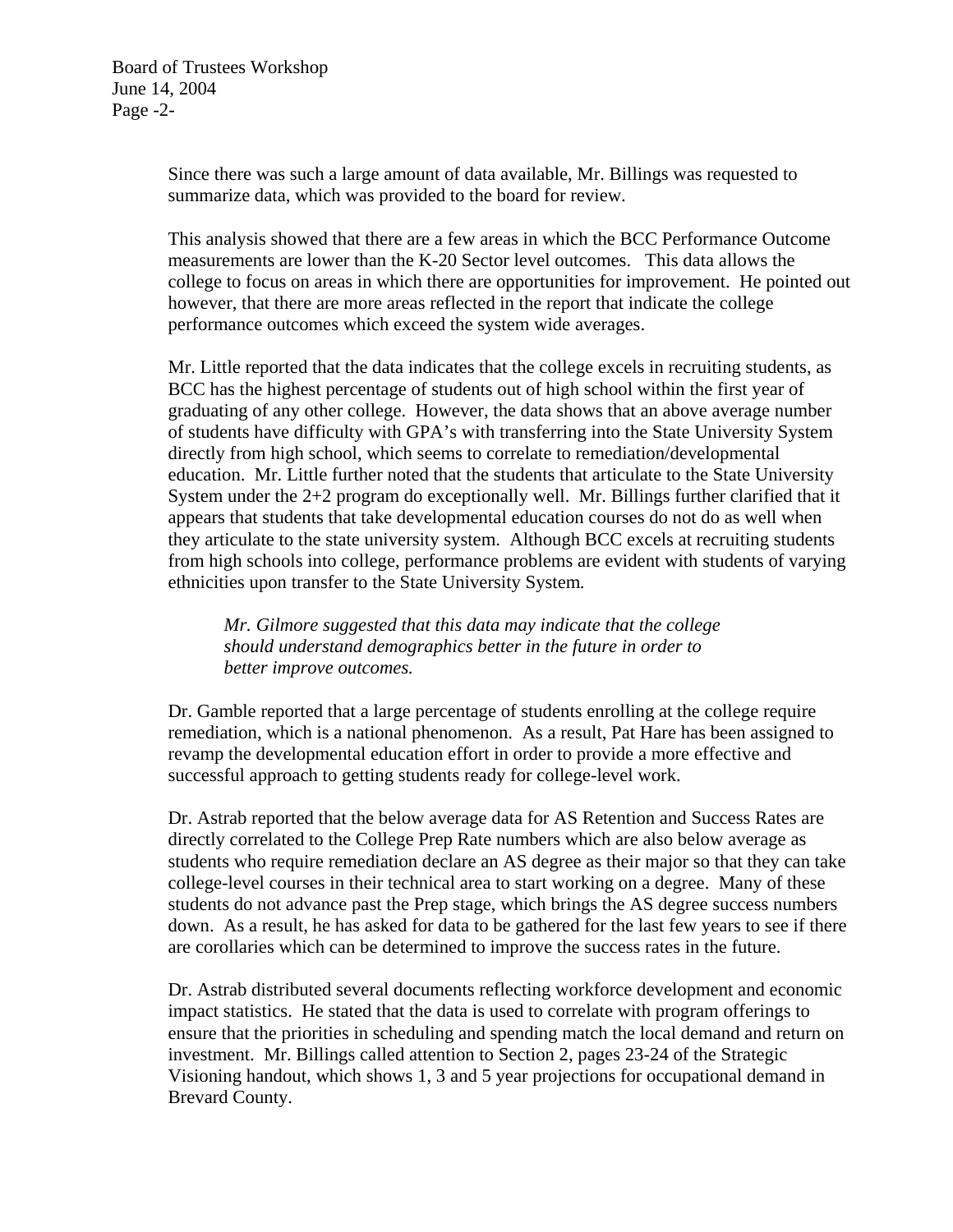Since there was such a large amount of data available, Mr. Billings was requested to summarize data, which was provided to the board for review.

This analysis showed that there are a few areas in which the BCC Performance Outcome measurements are lower than the K-20 Sector level outcomes. This data allows the college to focus on areas in which there are opportunities for improvement. He pointed out however, that there are more areas reflected in the report that indicate the college performance outcomes which exceed the system wide averages.

Mr. Little reported that the data indicates that the college excels in recruiting students, as BCC has the highest percentage of students out of high school within the first year of graduating of any other college. However, the data shows that an above average number of students have difficulty with GPA's with transferring into the State University System directly from high school, which seems to correlate to remediation/developmental education. Mr. Little further noted that the students that articulate to the State University System under the 2+2 program do exceptionally well. Mr. Billings further clarified that it appears that students that take developmental education courses do not do as well when they articulate to the state university system. Although BCC excels at recruiting students from high schools into college, performance problems are evident with students of varying ethnicities upon transfer to the State University System.

> *Mr. Gilmore suggested that this data may indicate that the college should understand demographics better in the future in order to better improve outcomes.*

Dr. Gamble reported that a large percentage of students enrolling at the college require remediation, which is a national phenomenon. As a result, Pat Hare has been assigned to revamp the developmental education effort in order to provide a more effective and successful approach to getting students ready for college-level work.

Dr. Astrab reported that the below average data for AS Retention and Success Rates are directly correlated to the College Prep Rate numbers which are also below average as students who require remediation declare an AS degree as their major so that they can take college-level courses in their technical area to start working on a degree. Many of these students do not advance past the Prep stage, which brings the AS degree success numbers down. As a result, he has asked for data to be gathered for the last few years to see if there are corollaries which can be determined to improve the success rates in the future.

Dr. Astrab distributed several documents reflecting workforce development and economic impact statistics. He stated that the data is used to correlate with program offerings to ensure that the priorities in scheduling and spending match the local demand and return on investment. Mr. Billings called attention to Section 2, pages 23-24 of the Strategic Visioning handout, which shows 1, 3 and 5 year projections for occupational demand in Brevard County.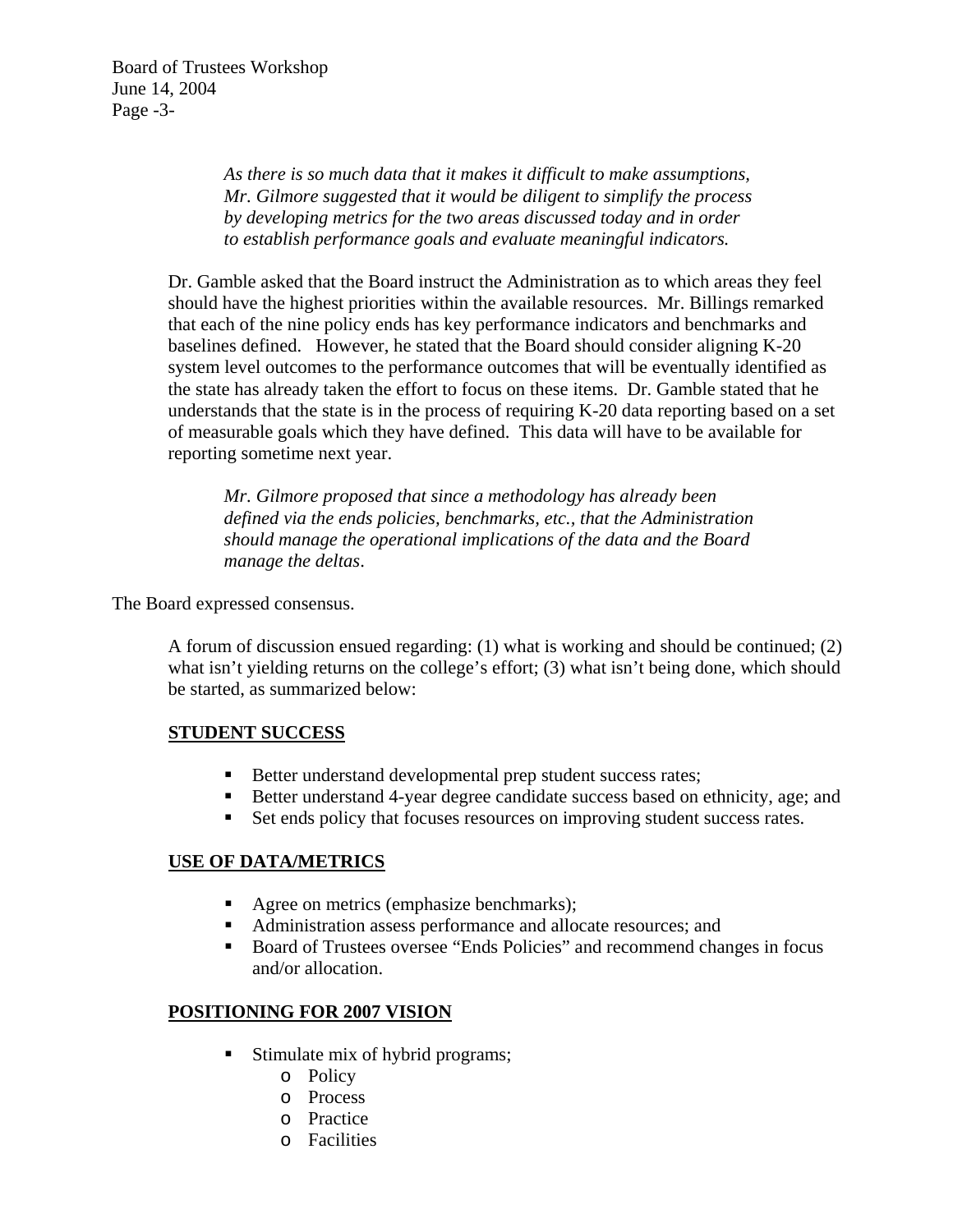*As there is so much data that it makes it difficult to make assumptions, Mr. Gilmore suggested that it would be diligent to simplify the process by developing metrics for the two areas discussed today and in order to establish performance goals and evaluate meaningful indicators.*

Dr. Gamble asked that the Board instruct the Administration as to which areas they feel should have the highest priorities within the available resources. Mr. Billings remarked that each of the nine policy ends has key performance indicators and benchmarks and baselines defined. However, he stated that the Board should consider aligning K-20 system level outcomes to the performance outcomes that will be eventually identified as the state has already taken the effort to focus on these items. Dr. Gamble stated that he understands that the state is in the process of requiring K-20 data reporting based on a set of measurable goals which they have defined. This data will have to be available for reporting sometime next year.

*Mr. Gilmore proposed that since a methodology has already been defined via the ends policies, benchmarks, etc., that the Administration should manage the operational implications of the data and the Board manage the deltas*.

The Board expressed consensus.

A forum of discussion ensued regarding: (1) what is working and should be continued; (2) what isn't yielding returns on the college's effort; (3) what isn't being done, which should be started, as summarized below:

**STUDENT SUCCESS**

- Better understand developmental prep student success rates;
- Better understand 4-year degree candidate success based on ethnicity, age; and
- Set ends policy that focuses resources on improving student success rates.

**USE OF DATA/METRICS**

- Agree on metrics (emphasize benchmarks);
- Administration assess performance and allocate resources; and
- Board of Trustees oversee "Ends Policies" and recommend changes in focus and/or allocation.

**POSITIONING FOR 2007 VISION**

- Stimulate mix of hybrid programs;
  - Policy
  - Process
  - Practice
  - Facilities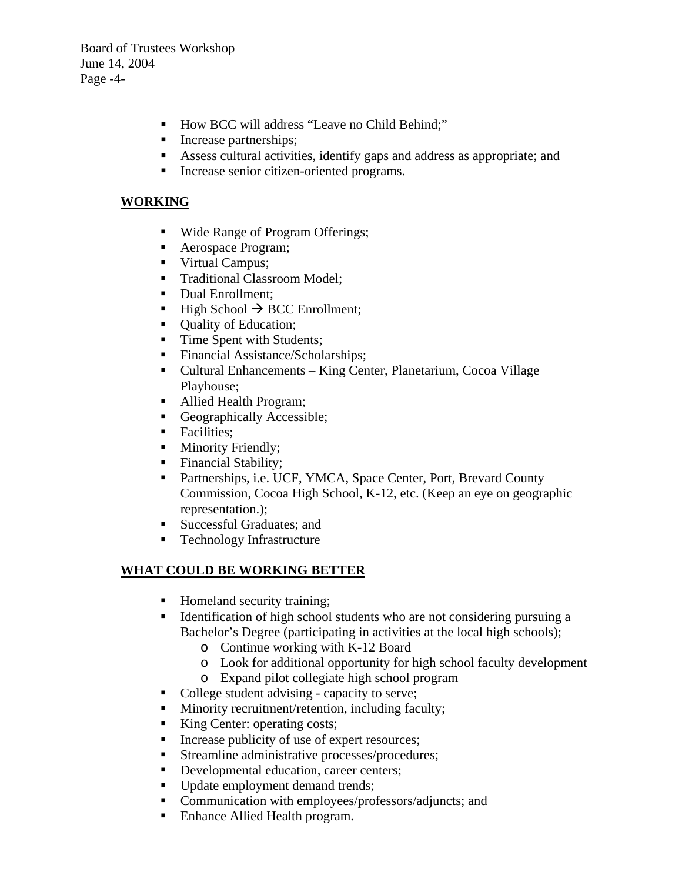- How BCC will address "Leave no Child Behind;"
- Increase partnerships;
- Assess cultural activities, identify gaps and address as appropriate; and
- Increase senior citizen-oriented programs.

**WORKING**

- Wide Range of Program Offerings;
- Aerospace Program;
- Virtual Campus;
- Traditional Classroom Model;
- Dual Enrollment;
- High School → BCC Enrollment;
- Quality of Education;
- Time Spent with Students;
- Financial Assistance/Scholarships;
- Cultural Enhancements – King Center, Planetarium, Cocoa Village Playhouse;
- Allied Health Program;
- Geographically Accessible;
- Facilities;
- Minority Friendly;
- Financial Stability;
- Partnerships, i.e. UCF, YMCA, Space Center, Port, Brevard County Commission, Cocoa High School, K-12, etc. (Keep an eye on geographic representation.);
- Successful Graduates; and
- Technology Infrastructure

**WHAT COULD BE WORKING BETTER**

- Homeland security training;
- Identification of high school students who are not considering pursuing a Bachelor's Degree (participating in activities at the local high schools);
  - Continue working with K-12 Board
  - Look for additional opportunity for high school faculty development
  - Expand pilot collegiate high school program
- College student advising - capacity to serve;
- Minority recruitment/retention, including faculty;
- King Center: operating costs;
- Increase publicity of use of expert resources;
- Streamline administrative processes/procedures;
- Developmental education, career centers;
- Update employment demand trends;
- Communication with employees/professors/adjuncts; and
- Enhance Allied Health program.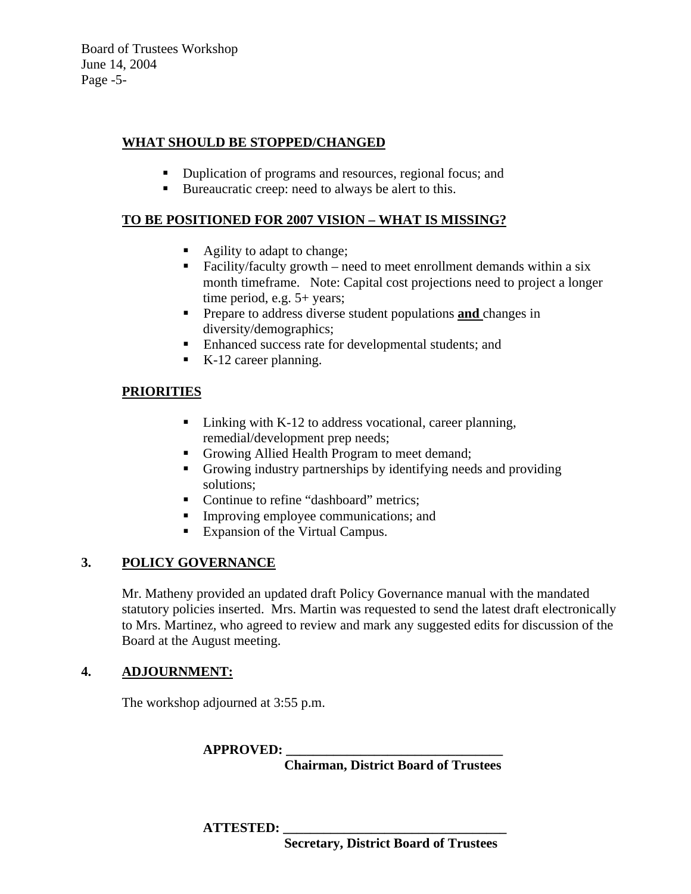**WHAT SHOULD BE STOPPED/CHANGED**

- Duplication of programs and resources, regional focus; and
- Bureaucratic creep: need to always be alert to this.

**TO BE POSITIONED FOR 2007 VISION – WHAT IS MISSING?**

- Agility to adapt to change;
- Facility/faculty growth – need to meet enrollment demands within a six month timeframe. Note: Capital cost projections need to project a longer time period, e.g. 5+ years;
- Prepare to address diverse student populations **and** changes in diversity/demographics;
- Enhanced success rate for developmental students; and
- K-12 career planning.

**PRIORITIES**

- Linking with K-12 to address vocational, career planning, remedial/development prep needs;
- Growing Allied Health Program to meet demand;
- Growing industry partnerships by identifying needs and providing solutions;
- Continue to refine "dashboard" metrics;
- Improving employee communications; and
- Expansion of the Virtual Campus.

## 3. POLICY GOVERNANCE

Mr. Matheny provided an updated draft Policy Governance manual with the mandated statutory policies inserted. Mrs. Martin was requested to send the latest draft electronically to Mrs. Martinez, who agreed to review and mark any suggested edits for discussion of the Board at the August meeting.

## 4. ADJOURNMENT:

The workshop adjourned at 3:55 p.m.

**APPROVED: ________________________________**
**Chairman, District Board of Trustees**

**ATTESTED: ________________________________**
**Secretary, District Board of Trustees**